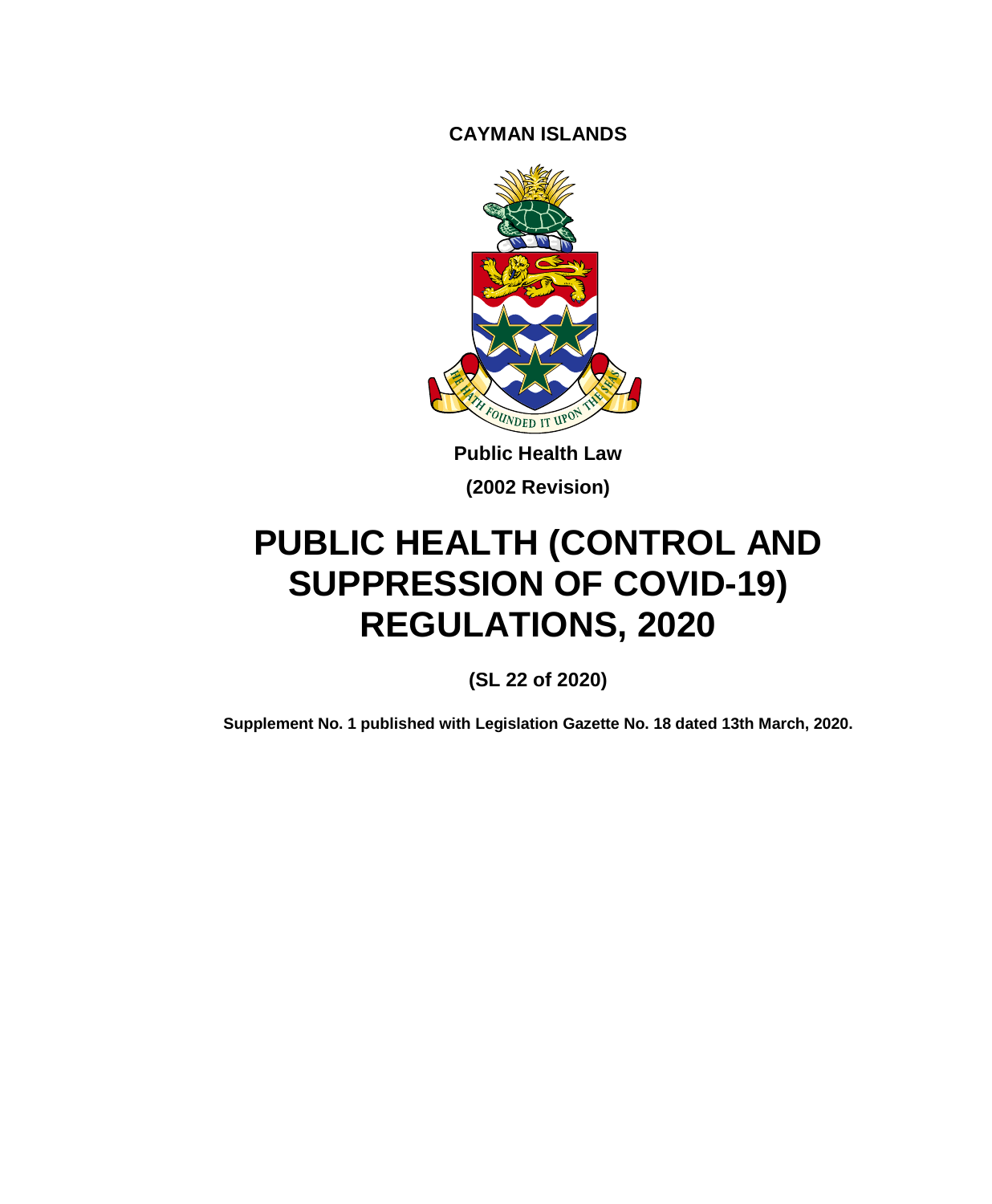**CAYMAN ISLANDS**

**Public Health Law**

**(2002 Revision)**

# PUBLIC HEALTH (CONTROL AND SUPPRESSION OF COVID-19) REGULATIONS, 2020

**(SL 22 of 2020)**

**Supplement No. 1 published with Legislation Gazette No. 18 dated 13th March, 2020.**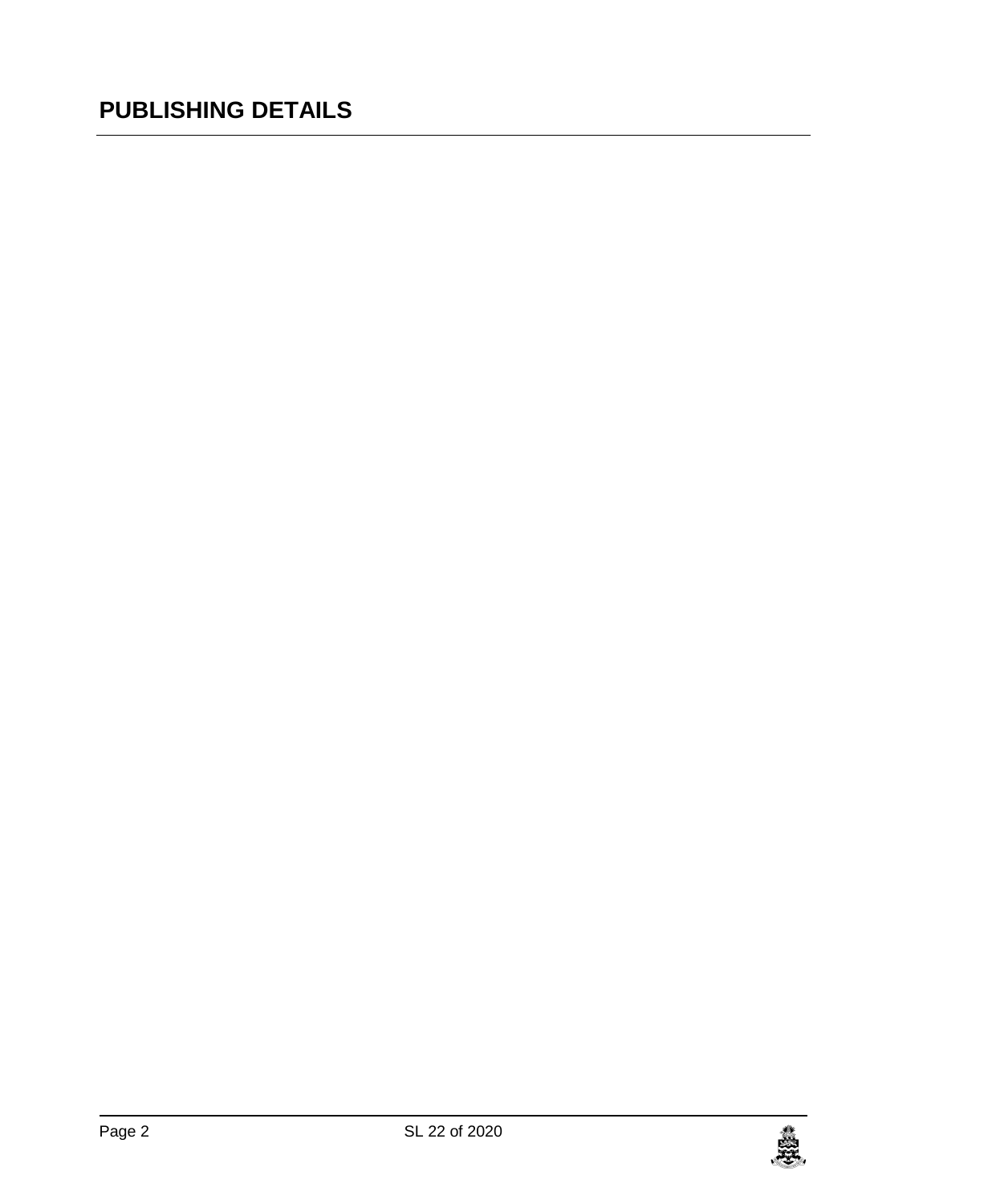# PUBLISHING DETAILS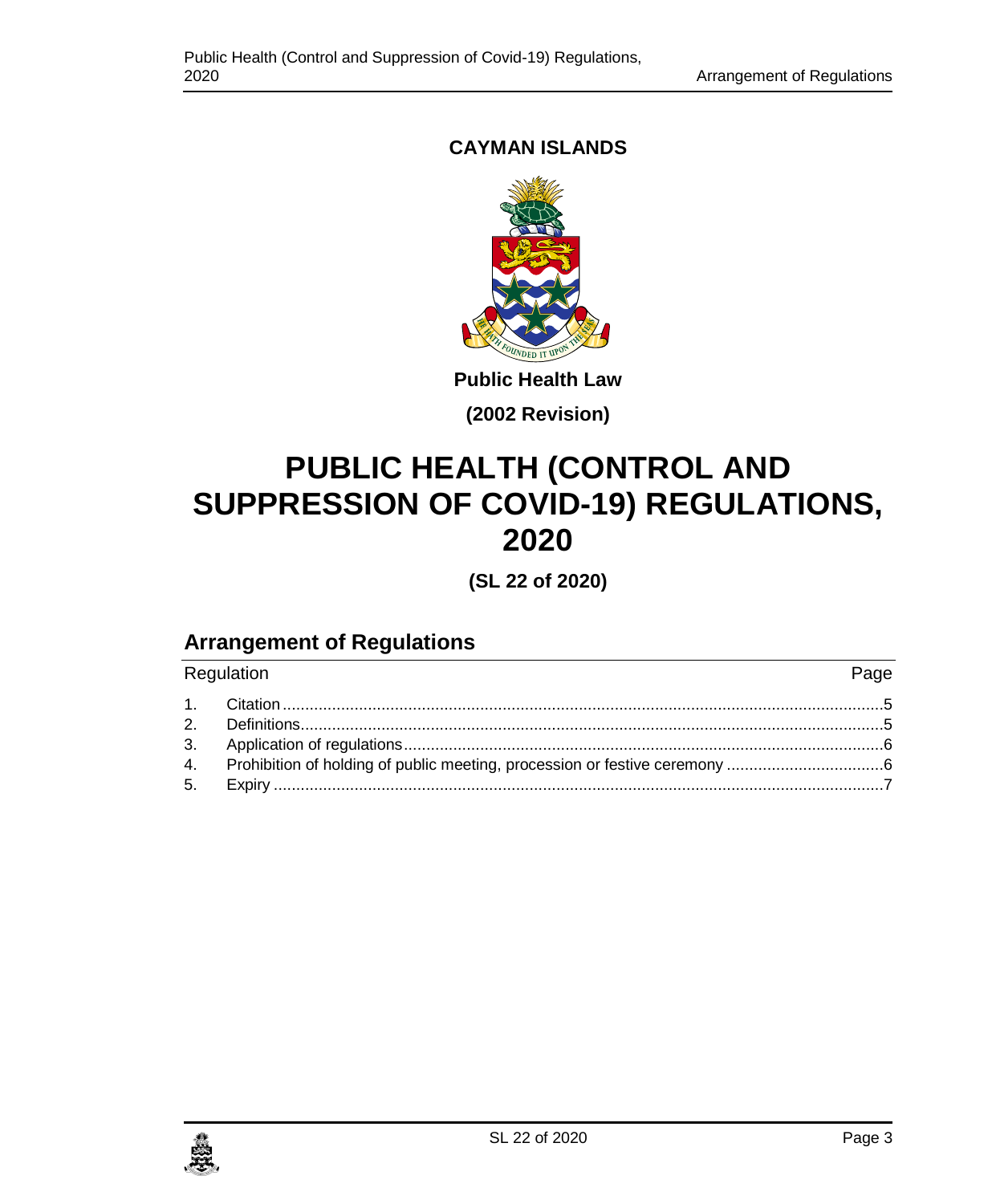**CAYMAN ISLANDS**

**Public Health Law**

**(2002 Revision)**

# PUBLIC HEALTH (CONTROL AND SUPPRESSION OF COVID-19) REGULATIONS, 2020

**(SL 22 of 2020)**

## Arrangement of Regulations

| Regulation | | Page |
|---|---|---|
| 1. | Citation | 5 |
| 2. | Definitions | 5 |
| 3. | Application of regulations | 6 |
| 4. | Prohibition of holding of public meeting, procession or festive ceremony | 6 |
| 5. | Expiry | 7 |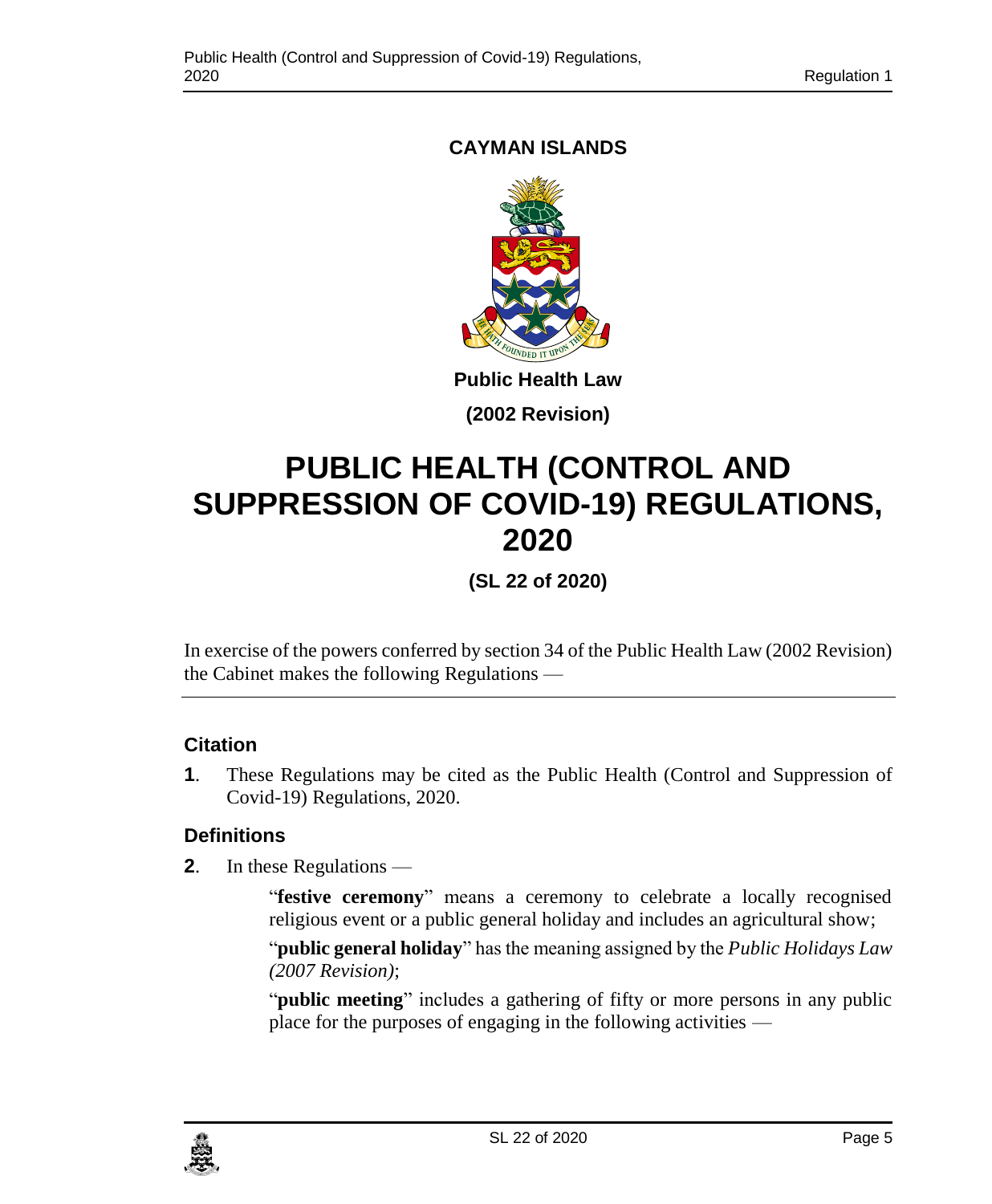**CAYMAN ISLANDS**

**Public Health Law**

**(2002 Revision)**

# PUBLIC HEALTH (CONTROL AND SUPPRESSION OF COVID-19) REGULATIONS, 2020

**(SL 22 of 2020)**

In exercise of the powers conferred by section 34 of the Public Health Law (2002 Revision) the Cabinet makes the following Regulations —

### Citation

**1**. These Regulations may be cited as the Public Health (Control and Suppression of Covid-19) Regulations, 2020.

### Definitions

**2**. In these Regulations —

"**festive ceremony**" means a ceremony to celebrate a locally recognised religious event or a public general holiday and includes an agricultural show;

"**public general holiday**" has the meaning assigned by the *Public Holidays Law (2007 Revision)*;

"**public meeting**" includes a gathering of fifty or more persons in any public place for the purposes of engaging in the following activities —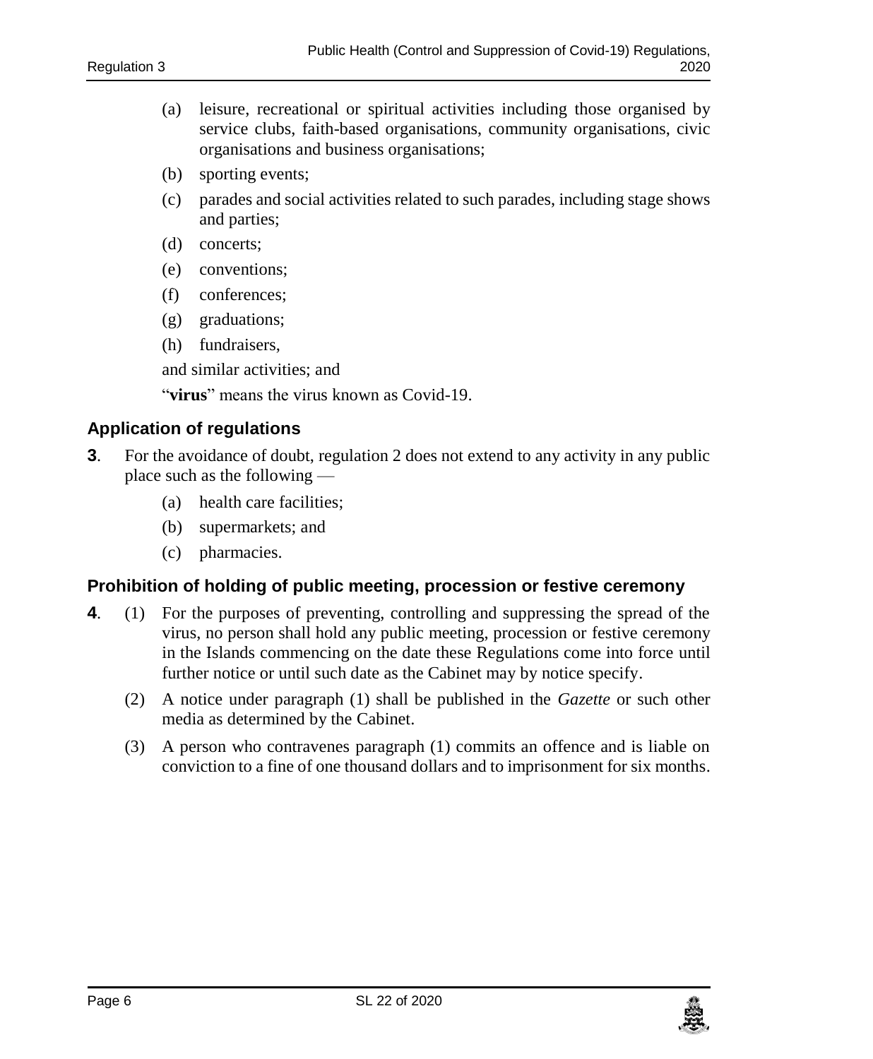(a) leisure, recreational or spiritual activities including those organised by service clubs, faith-based organisations, community organisations, civic organisations and business organisations;

(b) sporting events;

(c) parades and social activities related to such parades, including stage shows and parties;

(d) concerts;

(e) conventions;

(f) conferences;

(g) graduations;

(h) fundraisers,

and similar activities; and

"**virus**" means the virus known as Covid-19.

### Application of regulations

**3**. For the avoidance of doubt, regulation 2 does not extend to any activity in any public place such as the following —

(a) health care facilities;

(b) supermarkets; and

(c) pharmacies.

### Prohibition of holding of public meeting, procession or festive ceremony

**4**. (1) For the purposes of preventing, controlling and suppressing the spread of the virus, no person shall hold any public meeting, procession or festive ceremony in the Islands commencing on the date these Regulations come into force until further notice or until such date as the Cabinet may by notice specify.

(2) A notice under paragraph (1) shall be published in the *Gazette* or such other media as determined by the Cabinet.

(3) A person who contravenes paragraph (1) commits an offence and is liable on conviction to a fine of one thousand dollars and to imprisonment for six months.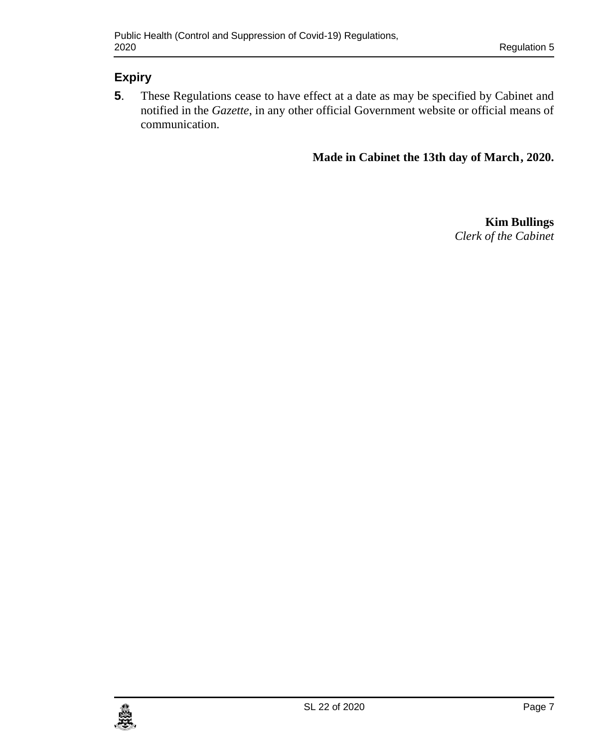## Expiry

**5**. These Regulations cease to have effect at a date as may be specified by Cabinet and notified in the *Gazette*, in any other official Government website or official means of communication.

**Made in Cabinet the 13th day of March, 2020.**

**Kim Bullings**
*Clerk of the Cabinet*